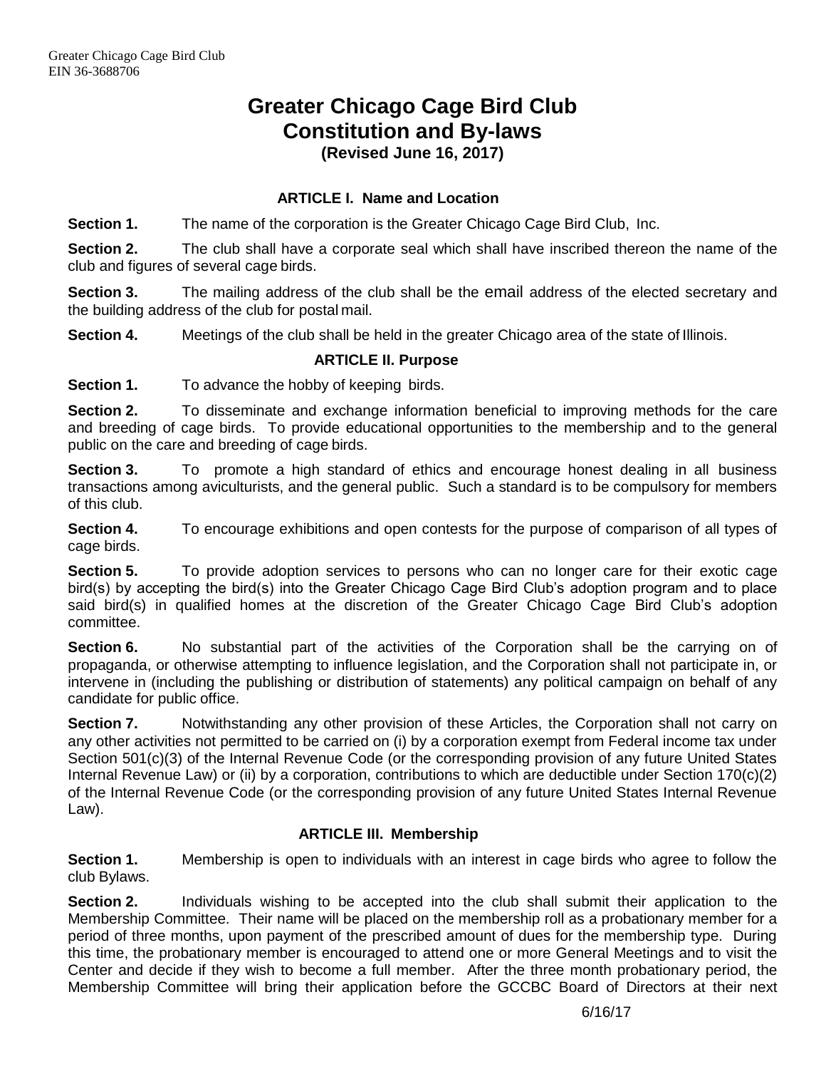# Greater Chicago Cage Bird Club
# Constitution and By-laws
### (Revised June 16, 2017)

### ARTICLE I. Name and Location

**Section 1.** The name of the corporation is the Greater Chicago Cage Bird Club, Inc.

**Section 2.** The club shall have a corporate seal which shall have inscribed thereon the name of the club and figures of several cage birds.

**Section 3.** The mailing address of the club shall be the email address of the elected secretary and the building address of the club for postal mail.

**Section 4.** Meetings of the club shall be held in the greater Chicago area of the state of Illinois.

### ARTICLE II. Purpose

**Section 1.** To advance the hobby of keeping birds.

**Section 2.** To disseminate and exchange information beneficial to improving methods for the care and breeding of cage birds. To provide educational opportunities to the membership and to the general public on the care and breeding of cage birds.

**Section 3.** To promote a high standard of ethics and encourage honest dealing in all business transactions among aviculturists, and the general public. Such a standard is to be compulsory for members of this club.

**Section 4.** To encourage exhibitions and open contests for the purpose of comparison of all types of cage birds.

**Section 5.** To provide adoption services to persons who can no longer care for their exotic cage bird(s) by accepting the bird(s) into the Greater Chicago Cage Bird Club's adoption program and to place said bird(s) in qualified homes at the discretion of the Greater Chicago Cage Bird Club's adoption committee.

**Section 6.** No substantial part of the activities of the Corporation shall be the carrying on of propaganda, or otherwise attempting to influence legislation, and the Corporation shall not participate in, or intervene in (including the publishing or distribution of statements) any political campaign on behalf of any candidate for public office.

**Section 7.** Notwithstanding any other provision of these Articles, the Corporation shall not carry on any other activities not permitted to be carried on (i) by a corporation exempt from Federal income tax under Section 501(c)(3) of the Internal Revenue Code (or the corresponding provision of any future United States Internal Revenue Law) or (ii) by a corporation, contributions to which are deductible under Section 170(c)(2) of the Internal Revenue Code (or the corresponding provision of any future United States Internal Revenue Law).

### ARTICLE III. Membership

**Section 1.** Membership is open to individuals with an interest in cage birds who agree to follow the club Bylaws.

**Section 2.** Individuals wishing to be accepted into the club shall submit their application to the Membership Committee. Their name will be placed on the membership roll as a probationary member for a period of three months, upon payment of the prescribed amount of dues for the membership type. During this time, the probationary member is encouraged to attend one or more General Meetings and to visit the Center and decide if they wish to become a full member. After the three month probationary period, the Membership Committee will bring their application before the GCCBC Board of Directors at their next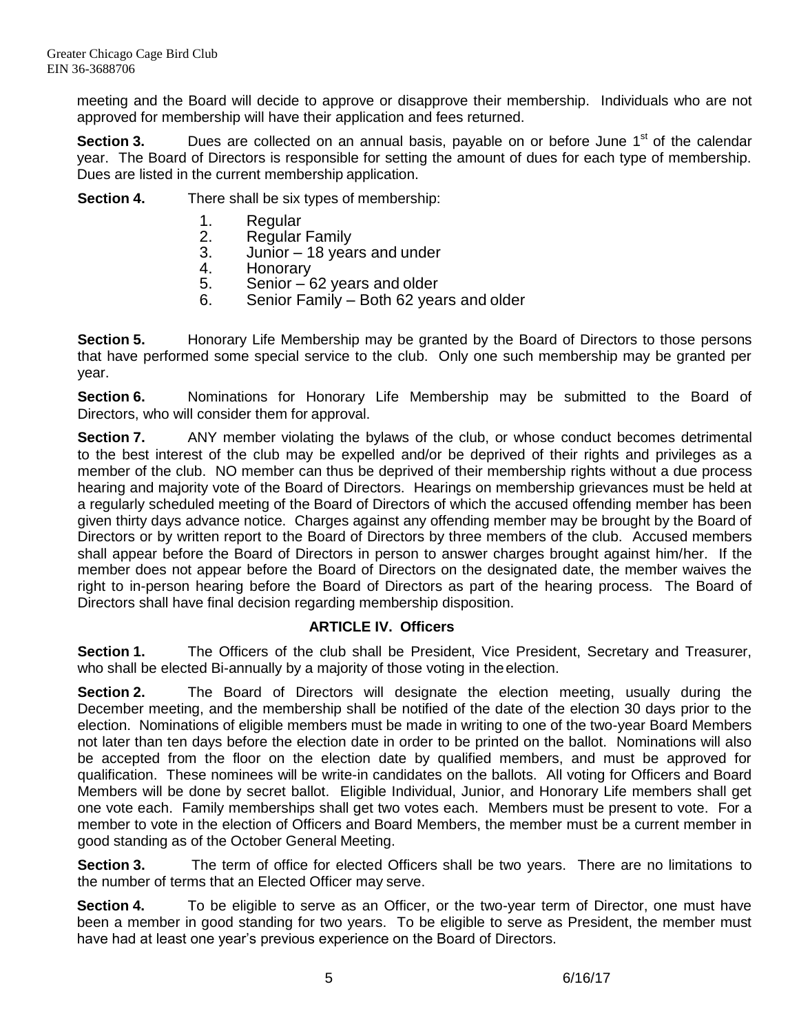meeting and the Board will decide to approve or disapprove their membership. Individuals who are not approved for membership will have their application and fees returned.

**Section 3.** Dues are collected on an annual basis, payable on or before June 1st of the calendar year. The Board of Directors is responsible for setting the amount of dues for each type of membership. Dues are listed in the current membership application.

**Section 4.** There shall be six types of membership:

1. Regular
2. Regular Family
3. Junior – 18 years and under
4. Honorary
5. Senior – 62 years and older
6. Senior Family – Both 62 years and older

**Section 5.** Honorary Life Membership may be granted by the Board of Directors to those persons that have performed some special service to the club. Only one such membership may be granted per year.

**Section 6.** Nominations for Honorary Life Membership may be submitted to the Board of Directors, who will consider them for approval.

**Section 7.** ANY member violating the bylaws of the club, or whose conduct becomes detrimental to the best interest of the club may be expelled and/or be deprived of their rights and privileges as a member of the club. NO member can thus be deprived of their membership rights without a due process hearing and majority vote of the Board of Directors. Hearings on membership grievances must be held at a regularly scheduled meeting of the Board of Directors of which the accused offending member has been given thirty days advance notice. Charges against any offending member may be brought by the Board of Directors or by written report to the Board of Directors by three members of the club. Accused members shall appear before the Board of Directors in person to answer charges brought against him/her. If the member does not appear before the Board of Directors on the designated date, the member waives the right to in-person hearing before the Board of Directors as part of the hearing process. The Board of Directors shall have final decision regarding membership disposition.

## ARTICLE IV. Officers

**Section 1.** The Officers of the club shall be President, Vice President, Secretary and Treasurer, who shall be elected Bi-annually by a majority of those voting in the election.

**Section 2.** The Board of Directors will designate the election meeting, usually during the December meeting, and the membership shall be notified of the date of the election 30 days prior to the election. Nominations of eligible members must be made in writing to one of the two-year Board Members not later than ten days before the election date in order to be printed on the ballot. Nominations will also be accepted from the floor on the election date by qualified members, and must be approved for qualification. These nominees will be write-in candidates on the ballots. All voting for Officers and Board Members will be done by secret ballot. Eligible Individual, Junior, and Honorary Life members shall get one vote each. Family memberships shall get two votes each. Members must be present to vote. For a member to vote in the election of Officers and Board Members, the member must be a current member in good standing as of the October General Meeting.

**Section 3.** The term of office for elected Officers shall be two years. There are no limitations to the number of terms that an Elected Officer may serve.

**Section 4.** To be eligible to serve as an Officer, or the two-year term of Director, one must have been a member in good standing for two years. To be eligible to serve as President, the member must have had at least one year's previous experience on the Board of Directors.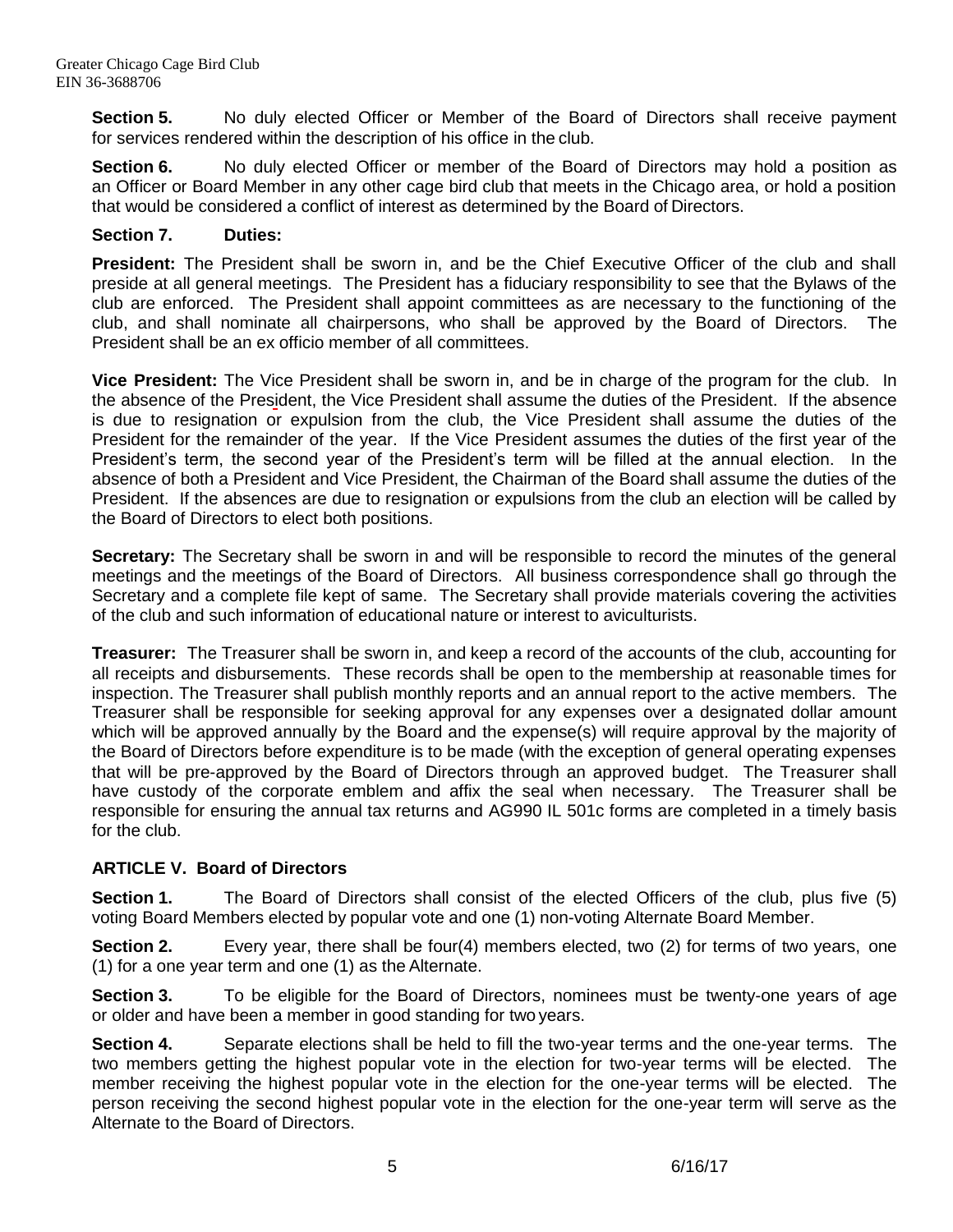**Section 5.** No duly elected Officer or Member of the Board of Directors shall receive payment for services rendered within the description of his office in the club.

**Section 6.** No duly elected Officer or member of the Board of Directors may hold a position as an Officer or Board Member in any other cage bird club that meets in the Chicago area, or hold a position that would be considered a conflict of interest as determined by the Board of Directors.

**Section 7. Duties:**

**President:** The President shall be sworn in, and be the Chief Executive Officer of the club and shall preside at all general meetings. The President has a fiduciary responsibility to see that the Bylaws of the club are enforced. The President shall appoint committees as are necessary to the functioning of the club, and shall nominate all chairpersons, who shall be approved by the Board of Directors. The President shall be an ex officio member of all committees.

**Vice President:** The Vice President shall be sworn in, and be in charge of the program for the club. In the absence of the President, the Vice President shall assume the duties of the President. If the absence is due to resignation or expulsion from the club, the Vice President shall assume the duties of the President for the remainder of the year. If the Vice President assumes the duties of the first year of the President's term, the second year of the President's term will be filled at the annual election. In the absence of both a President and Vice President, the Chairman of the Board shall assume the duties of the President. If the absences are due to resignation or expulsions from the club an election will be called by the Board of Directors to elect both positions.

**Secretary:** The Secretary shall be sworn in and will be responsible to record the minutes of the general meetings and the meetings of the Board of Directors. All business correspondence shall go through the Secretary and a complete file kept of same. The Secretary shall provide materials covering the activities of the club and such information of educational nature or interest to aviculturists.

**Treasurer:** The Treasurer shall be sworn in, and keep a record of the accounts of the club, accounting for all receipts and disbursements. These records shall be open to the membership at reasonable times for inspection. The Treasurer shall publish monthly reports and an annual report to the active members. The Treasurer shall be responsible for seeking approval for any expenses over a designated dollar amount which will be approved annually by the Board and the expense(s) will require approval by the majority of the Board of Directors before expenditure is to be made (with the exception of general operating expenses that will be pre-approved by the Board of Directors through an approved budget. The Treasurer shall have custody of the corporate emblem and affix the seal when necessary. The Treasurer shall be responsible for ensuring the annual tax returns and AG990 IL 501c forms are completed in a timely basis for the club.

## ARTICLE V. Board of Directors

**Section 1.** The Board of Directors shall consist of the elected Officers of the club, plus five (5) voting Board Members elected by popular vote and one (1) non-voting Alternate Board Member.

**Section 2.** Every year, there shall be four(4) members elected, two (2) for terms of two years, one (1) for a one year term and one (1) as the Alternate.

**Section 3.** To be eligible for the Board of Directors, nominees must be twenty-one years of age or older and have been a member in good standing for two years.

**Section 4.** Separate elections shall be held to fill the two-year terms and the one-year terms. The two members getting the highest popular vote in the election for two-year terms will be elected. The member receiving the highest popular vote in the election for the one-year terms will be elected. The person receiving the second highest popular vote in the election for the one-year term will serve as the Alternate to the Board of Directors.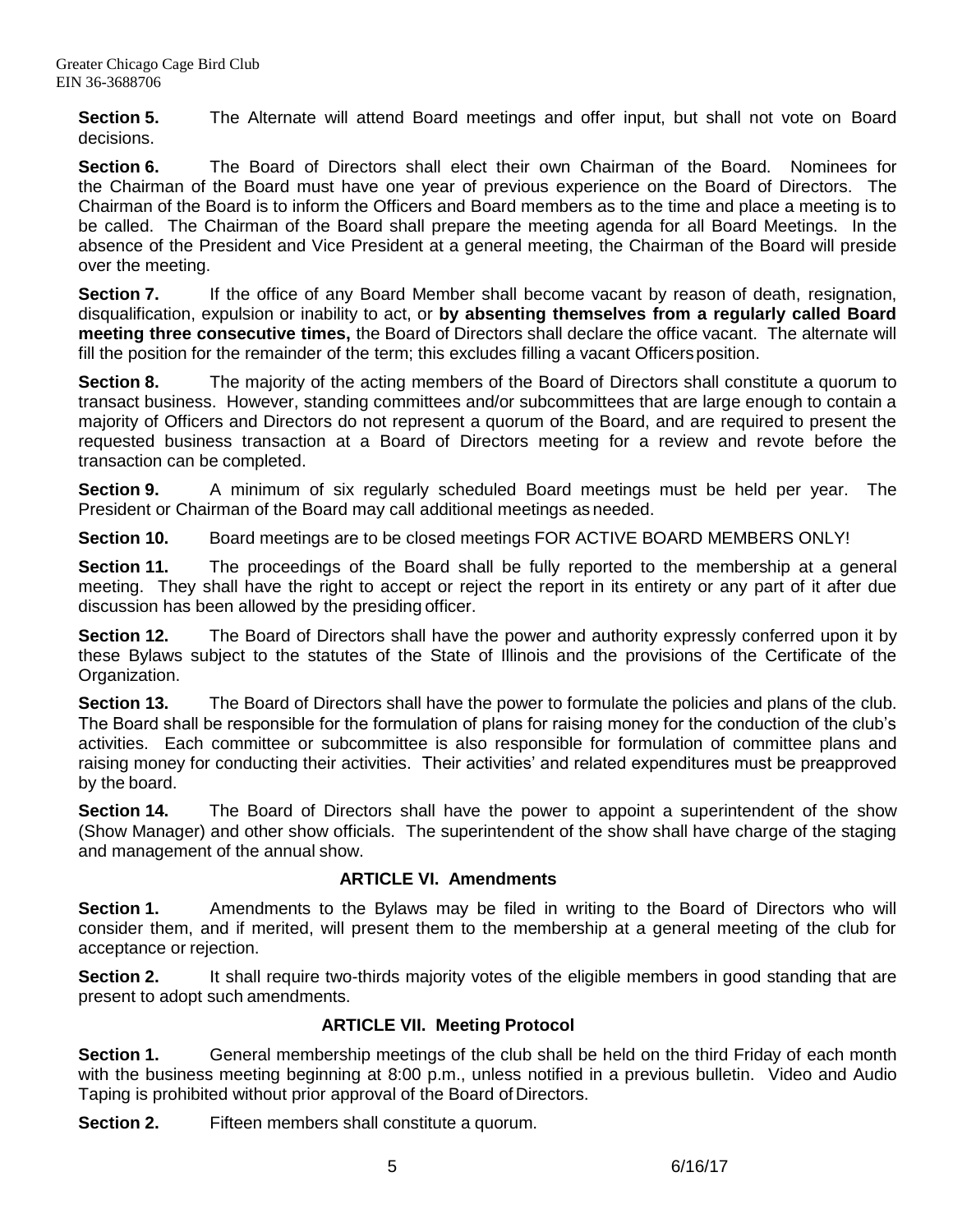**Section 5.** The Alternate will attend Board meetings and offer input, but shall not vote on Board decisions.

**Section 6.** The Board of Directors shall elect their own Chairman of the Board. Nominees for the Chairman of the Board must have one year of previous experience on the Board of Directors. The Chairman of the Board is to inform the Officers and Board members as to the time and place a meeting is to be called. The Chairman of the Board shall prepare the meeting agenda for all Board Meetings. In the absence of the President and Vice President at a general meeting, the Chairman of the Board will preside over the meeting.

**Section 7.** If the office of any Board Member shall become vacant by reason of death, resignation, disqualification, expulsion or inability to act, or **by absenting themselves from a regularly called Board meeting three consecutive times,** the Board of Directors shall declare the office vacant. The alternate will fill the position for the remainder of the term; this excludes filling a vacant Officers position.

**Section 8.** The majority of the acting members of the Board of Directors shall constitute a quorum to transact business. However, standing committees and/or subcommittees that are large enough to contain a majority of Officers and Directors do not represent a quorum of the Board, and are required to present the requested business transaction at a Board of Directors meeting for a review and revote before the transaction can be completed.

**Section 9.** A minimum of six regularly scheduled Board meetings must be held per year. The President or Chairman of the Board may call additional meetings as needed.

**Section 10.** Board meetings are to be closed meetings FOR ACTIVE BOARD MEMBERS ONLY!

**Section 11.** The proceedings of the Board shall be fully reported to the membership at a general meeting. They shall have the right to accept or reject the report in its entirety or any part of it after due discussion has been allowed by the presiding officer.

**Section 12.** The Board of Directors shall have the power and authority expressly conferred upon it by these Bylaws subject to the statutes of the State of Illinois and the provisions of the Certificate of the Organization.

**Section 13.** The Board of Directors shall have the power to formulate the policies and plans of the club. The Board shall be responsible for the formulation of plans for raising money for the conduction of the club's activities. Each committee or subcommittee is also responsible for formulation of committee plans and raising money for conducting their activities. Their activities' and related expenditures must be preapproved by the board.

**Section 14.** The Board of Directors shall have the power to appoint a superintendent of the show (Show Manager) and other show officials. The superintendent of the show shall have charge of the staging and management of the annual show.

## ARTICLE VI. Amendments

**Section 1.** Amendments to the Bylaws may be filed in writing to the Board of Directors who will consider them, and if merited, will present them to the membership at a general meeting of the club for acceptance or rejection.

**Section 2.** It shall require two-thirds majority votes of the eligible members in good standing that are present to adopt such amendments.

## ARTICLE VII. Meeting Protocol

**Section 1.** General membership meetings of the club shall be held on the third Friday of each month with the business meeting beginning at 8:00 p.m., unless notified in a previous bulletin. Video and Audio Taping is prohibited without prior approval of the Board of Directors.

**Section 2.** Fifteen members shall constitute a quorum.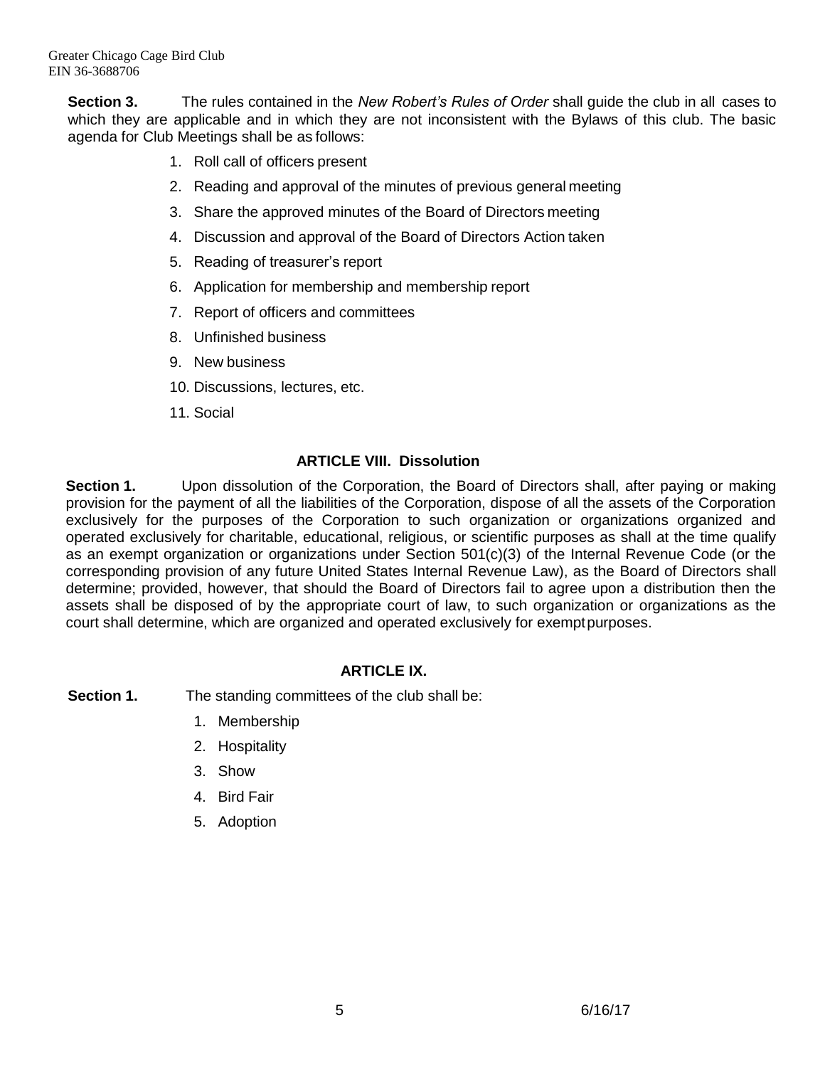**Section 3.** The rules contained in the *New Robert's Rules of Order* shall guide the club in all cases to which they are applicable and in which they are not inconsistent with the Bylaws of this club. The basic agenda for Club Meetings shall be as follows:

1. Roll call of officers present
2. Reading and approval of the minutes of previous general meeting
3. Share the approved minutes of the Board of Directors meeting
4. Discussion and approval of the Board of Directors Action taken
5. Reading of treasurer's report
6. Application for membership and membership report
7. Report of officers and committees
8. Unfinished business
9. New business
10. Discussions, lectures, etc.
11. Social

## ARTICLE VIII. Dissolution

**Section 1.** Upon dissolution of the Corporation, the Board of Directors shall, after paying or making provision for the payment of all the liabilities of the Corporation, dispose of all the assets of the Corporation exclusively for the purposes of the Corporation to such organization or organizations organized and operated exclusively for charitable, educational, religious, or scientific purposes as shall at the time qualify as an exempt organization or organizations under Section 501(c)(3) of the Internal Revenue Code (or the corresponding provision of any future United States Internal Revenue Law), as the Board of Directors shall determine; provided, however, that should the Board of Directors fail to agree upon a distribution then the assets shall be disposed of by the appropriate court of law, to such organization or organizations as the court shall determine, which are organized and operated exclusively for exempt purposes.

## ARTICLE IX.

**Section 1.** The standing committees of the club shall be:

1. Membership
2. Hospitality
3. Show
4. Bird Fair
5. Adoption